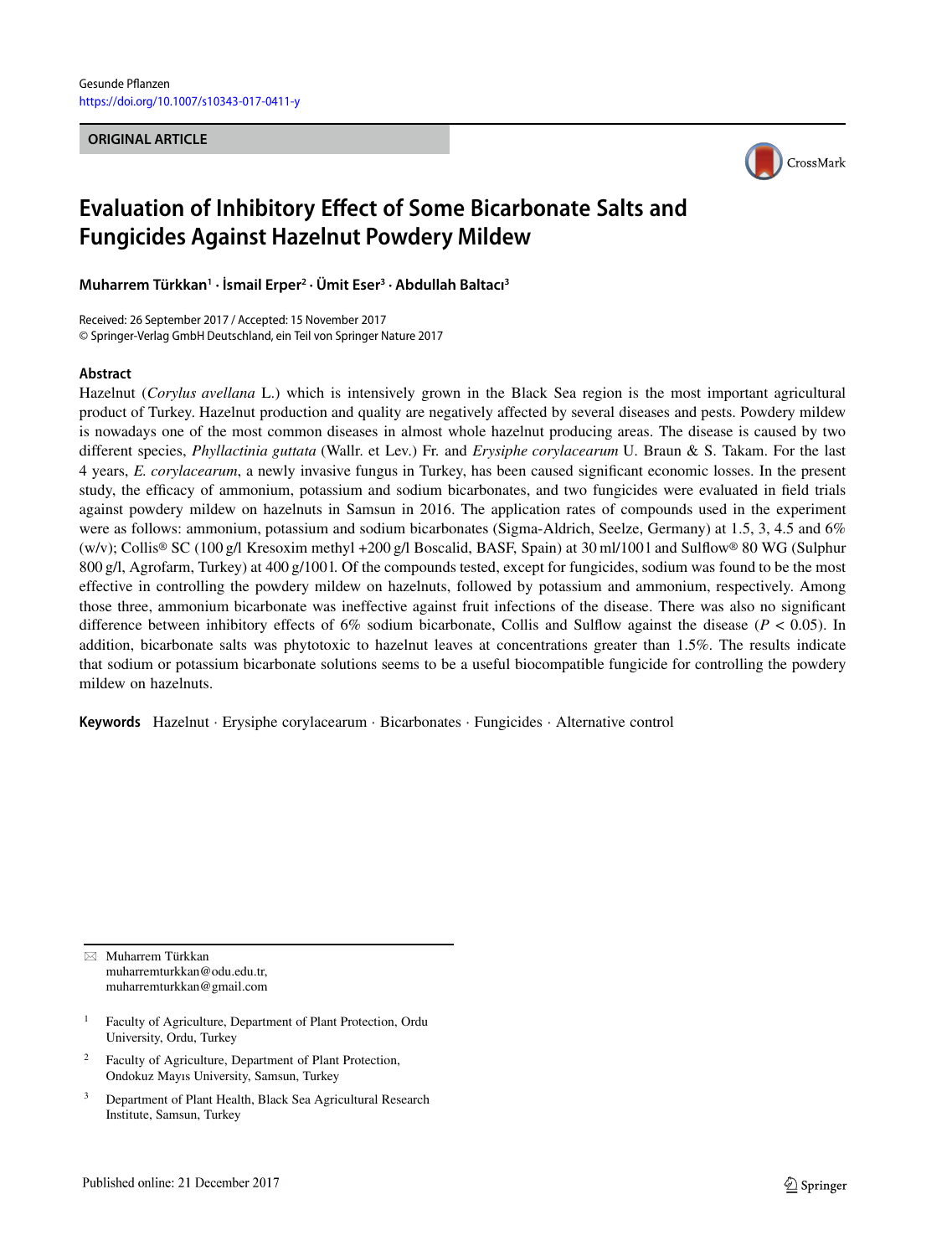Gesunde Pflanzen
https://doi.org/10.1007/s10343-017-0411-y

**ORIGINAL ARTICLE**

# Evaluation of Inhibitory Effect of Some Bicarbonate Salts and Fungicides Against Hazelnut Powdery Mildew

**Muharrem Türkkan[1] · İsmail Erper[2] · Ümit Eser[3] · Abdullah Baltacı[3]**

Received: 26 September 2017 / Accepted: 15 November 2017
© Springer-Verlag GmbH Deutschland, ein Teil von Springer Nature 2017

## Abstract

Hazelnut (*Corylus avellana* L.) which is intensively grown in the Black Sea region is the most important agricultural product of Turkey. Hazelnut production and quality are negatively affected by several diseases and pests. Powdery mildew is nowadays one of the most common diseases in almost whole hazelnut producing areas. The disease is caused by two different species, *Phyllactinia guttata* (Wallr. et Lev.) Fr. and *Erysiphe corylacearum* U. Braun & S. Takam. For the last 4 years, *E. corylacearum*, a newly invasive fungus in Turkey, has been caused significant economic losses. In the present study, the efficacy of ammonium, potassium and sodium bicarbonates, and two fungicides were evaluated in field trials against powdery mildew on hazelnuts in Samsun in 2016. The application rates of compounds used in the experiment were as follows: ammonium, potassium and sodium bicarbonates (Sigma-Aldrich, Seelze, Germany) at 1.5, 3, 4.5 and 6% (w/v); Collis® SC (100 g/l Kresoxim methyl +200 g/l Boscalid, BASF, Spain) at 30 ml/100 l and Sulflow® 80 WG (Sulphur 800 g/l, Agrofarm, Turkey) at 400 g/100 l. Of the compounds tested, except for fungicides, sodium was found to be the most effective in controlling the powdery mildew on hazelnuts, followed by potassium and ammonium, respectively. Among those three, ammonium bicarbonate was ineffective against fruit infections of the disease. There was also no significant difference between inhibitory effects of 6% sodium bicarbonate, Collis and Sulflow against the disease ($P < 0.05$). In addition, bicarbonate salts was phytotoxic to hazelnut leaves at concentrations greater than 1.5%. The results indicate that sodium or potassium bicarbonate solutions seems to be a useful biocompatible fungicide for controlling the powdery mildew on hazelnuts.

**Keywords** Hazelnut · Erysiphe corylacearum · Bicarbonates · Fungicides · Alternative control

---

✉ Muharrem Türkkan
muharremturkkan@odu.edu.tr,
muharremturkkan@gmail.com

[1] Faculty of Agriculture, Department of Plant Protection, Ordu University, Ordu, Turkey

[2] Faculty of Agriculture, Department of Plant Protection, Ondokuz Mayıs University, Samsun, Turkey

[3] Department of Plant Health, Black Sea Agricultural Research Institute, Samsun, Turkey

Published online: 21 December 2017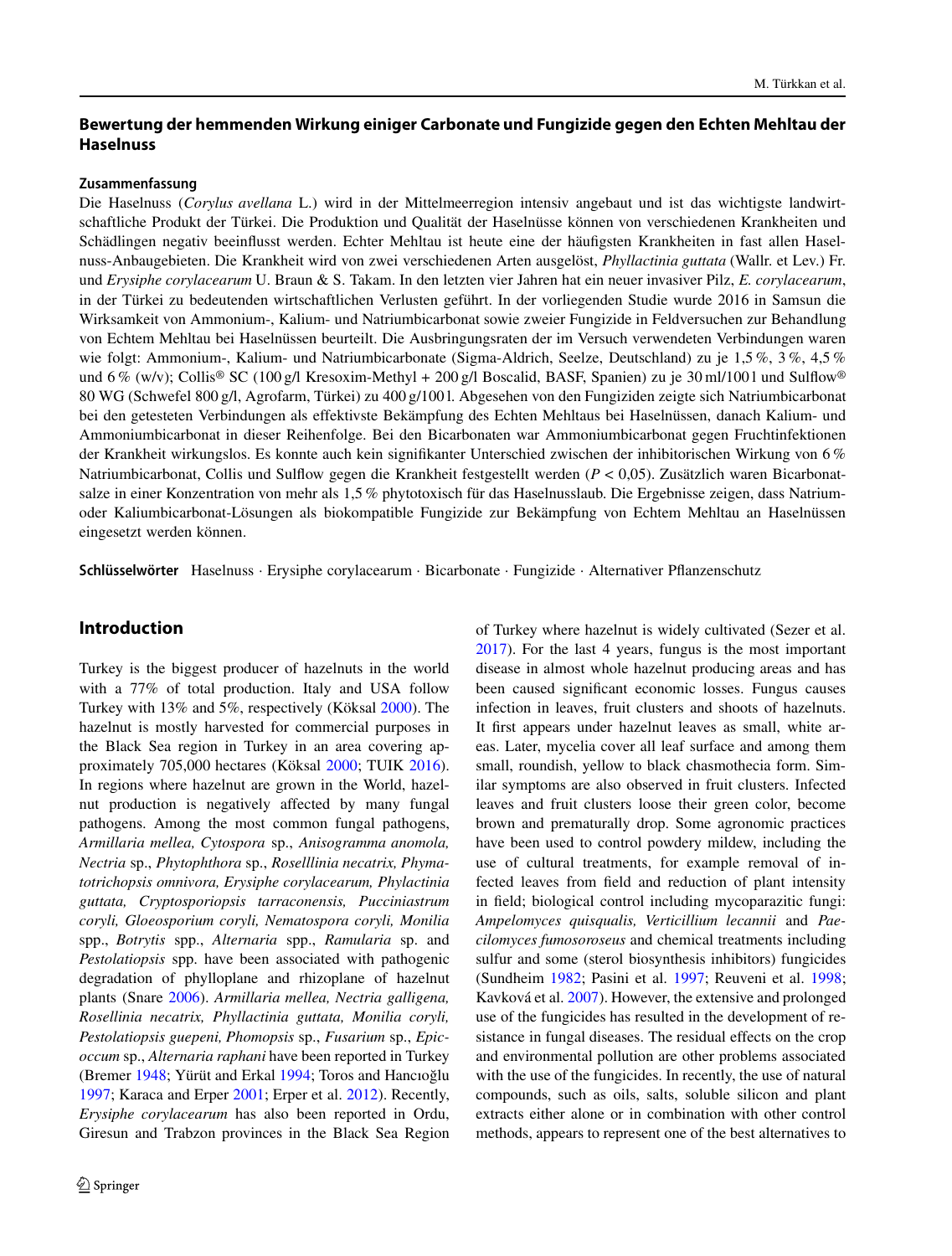## Bewertung der hemmenden Wirkung einiger Carbonate und Fungizide gegen den Echten Mehltau der Haselnuss

### Zusammenfassung

Die Haselnuss (*Corylus avellana* L.) wird in der Mittelmeerregion intensiv angebaut und ist das wichtigste landwirtschaftliche Produkt der Türkei. Die Produktion und Qualität der Haselnüsse können von verschiedenen Krankheiten und Schädlingen negativ beeinflusst werden. Echter Mehltau ist heute eine der häufigsten Krankheiten in fast allen Haselnuss-Anbaugebieten. Die Krankheit wird von zwei verschiedenen Arten ausgelöst, *Phyllactinia guttata* (Wallr. et Lev.) Fr. und *Erysiphe corylacearum* U. Braun & S. Takam. In den letzten vier Jahren hat ein neuer invasiver Pilz, *E. corylacearum*, in der Türkei zu bedeutenden wirtschaftlichen Verlusten geführt. In der vorliegenden Studie wurde 2016 in Samsun die Wirksamkeit von Ammonium-, Kalium- und Natriumbicarbonat sowie zweier Fungizide in Feldversuchen zur Behandlung von Echtem Mehltau bei Haselnüssen beurteilt. Die Ausbringungsraten der im Versuch verwendeten Verbindungen waren wie folgt: Ammonium-, Kalium- und Natriumbicarbonate (Sigma-Aldrich, Seelze, Deutschland) zu je 1,5 %, 3 %, 4,5 % und 6 % (w/v); Collis® SC (100 g/l Kresoxim-Methyl + 200 g/l Boscalid, BASF, Spanien) zu je 30 ml/100 l und Sulflow® 80 WG (Schwefel 800 g/l, Agrofarm, Türkei) zu 400 g/100 l. Abgesehen von den Fungiziden zeigte sich Natriumbicarbonat bei den getesteten Verbindungen als effektivste Bekämpfung des Echten Mehltaus bei Haselnüssen, danach Kalium- und Ammoniumbicarbonat in dieser Reihenfolge. Bei den Bicarbonaten war Ammoniumbicarbonat gegen Fruchtinfektionen der Krankheit wirkungslos. Es konnte auch kein signifikanter Unterschied zwischen der inhibitorischen Wirkung von 6 % Natriumbicarbonat, Collis und Sulflow gegen die Krankheit festgestellt werden ($P < 0{,}05$). Zusätzlich waren Bicarbonatsalze in einer Konzentration von mehr als 1,5 % phytotoxisch für das Haselnusslaub. Die Ergebnisse zeigen, dass Natrium- oder Kaliumbicarbonat-Lösungen als biokompatible Fungizide zur Bekämpfung von Echtem Mehltau an Haselnüssen eingesetzt werden können.

**Schlüsselwörter** Haselnuss · Erysiphe corylacearum · Bicarbonate · Fungizide · Alternativer Pflanzenschutz

## Introduction

Turkey is the biggest producer of hazelnuts in the world with a 77% of total production. Italy and USA follow Turkey with 13% and 5%, respectively (Köksal 2000). The hazelnut is mostly harvested for commercial purposes in the Black Sea region in Turkey in an area covering approximately 705,000 hectares (Köksal 2000; TUIK 2016). In regions where hazelnut are grown in the World, hazelnut production is negatively affected by many fungal pathogens. Among the most common fungal pathogens, *Armillaria mellea, Cytospora* sp., *Anisogramma anomola, Nectria* sp., *Phytophthora* sp., *Roselllinia necatrix, Phymatotrichopsis omnivora, Erysiphe corylacearum, Phylactinia guttata, Cryptosporiopsis tarraconensis, Pucciniastrum coryli, Gloeosporium coryli, Nematospora coryli, Monilia* spp., *Botrytis* spp., *Alternaria* spp., *Ramularia* sp. and *Pestolatiopsis* spp. have been associated with pathogenic degradation of phylloplane and rhizoplane of hazelnut plants (Snare 2006). *Armillaria mellea, Nectria galligena, Rosellinia necatrix, Phyllactinia guttata, Monilia coryli, Pestolatiopsis guepeni, Phomopsis* sp., *Fusarium* sp., *Epicoccum* sp., *Alternaria raphani* have been reported in Turkey (Bremer 1948; Yürüt and Erkal 1994; Toros and Hancıoğlu 1997; Karaca and Erper 2001; Erper et al. 2012). Recently, *Erysiphe corylacearum* has also been reported in Ordu, Giresun and Trabzon provinces in the Black Sea Region of Turkey where hazelnut is widely cultivated (Sezer et al. 2017). For the last 4 years, fungus is the most important disease in almost whole hazelnut producing areas and has been caused significant economic losses. Fungus causes infection in leaves, fruit clusters and shoots of hazelnuts. It first appears under hazelnut leaves as small, white areas. Later, mycelia cover all leaf surface and among them small, roundish, yellow to black chasmothecia form. Similar symptoms are also observed in fruit clusters. Infected leaves and fruit clusters loose their green color, become brown and prematurally drop. Some agronomic practices have been used to control powdery mildew, including the use of cultural treatments, for example removal of infected leaves from field and reduction of plant intensity in field; biological control including mycoparazitic fungi: *Ampelomyces quisqualis, Verticillium lecannii* and *Paecilomyces fumosoroseus* and chemical treatments including sulfur and some (sterol biosynthesis inhibitors) fungicides (Sundheim 1982; Pasini et al. 1997; Reuveni et al. 1998; Kavková et al. 2007). However, the extensive and prolonged use of the fungicides has resulted in the development of resistance in fungal diseases. The residual effects on the crop and environmental pollution are other problems associated with the use of the fungicides. In recently, the use of natural compounds, such as oils, salts, soluble silicon and plant extracts either alone or in combination with other control methods, appears to represent one of the best alternatives to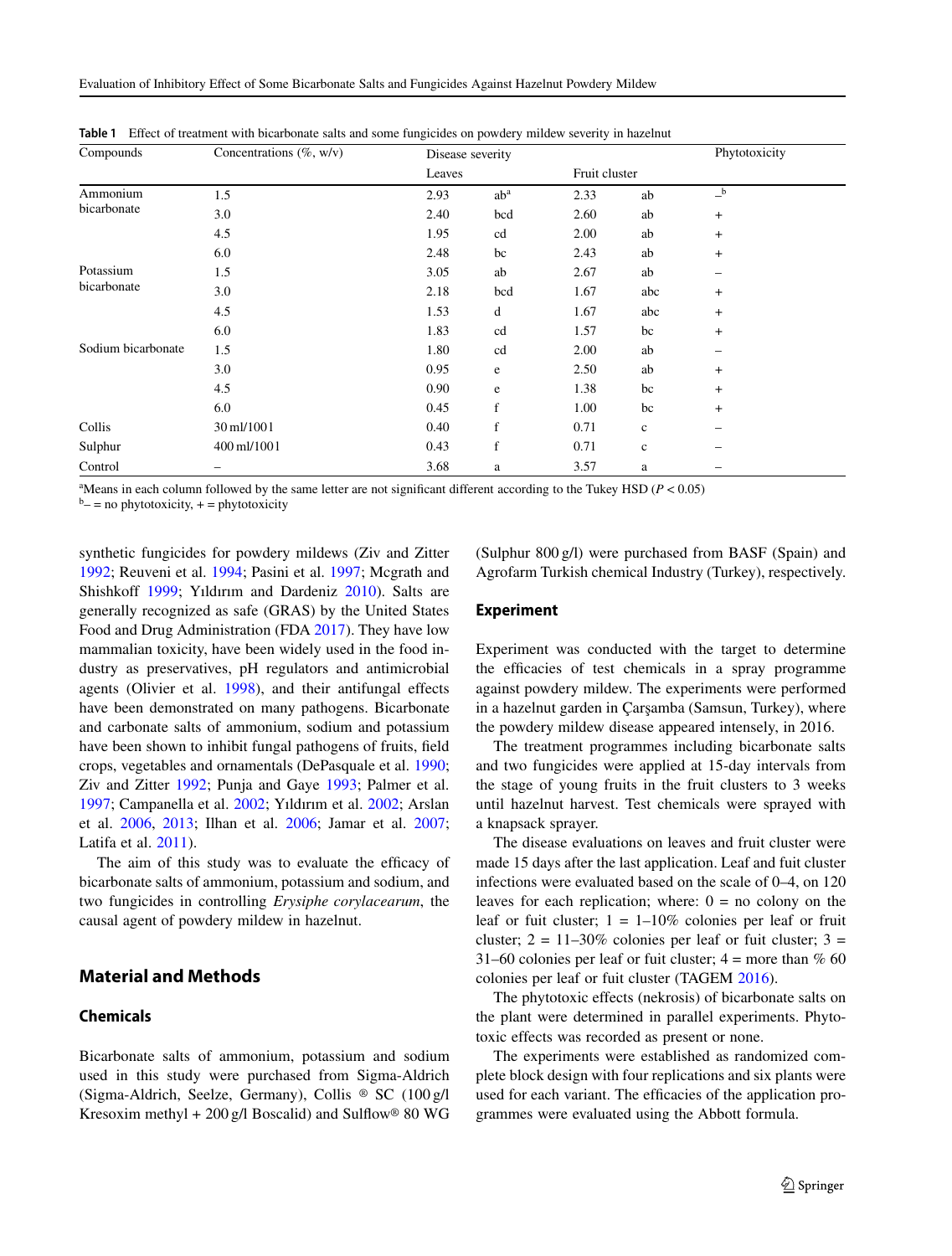Table 1 Effect of treatment with bicarbonate salts and some fungicides on powdery mildew severity in hazelnut

| Compounds | Concentrations (%, w/v) | Disease severity | | | | Phytotoxicity |
|---|---|---|---|---|---|---|
| | | Leaves | | Fruit cluster | | |
| Ammonium bicarbonate | 1.5 | 2.93 | ab[a] | 2.33 | ab | –[b] |
| | 3.0 | 2.40 | bcd | 2.60 | ab | + |
| | 4.5 | 1.95 | cd | 2.00 | ab | + |
| | 6.0 | 2.48 | bc | 2.43 | ab | + |
| Potassium bicarbonate | 1.5 | 3.05 | ab | 2.67 | ab | – |
| | 3.0 | 2.18 | bcd | 1.67 | abc | + |
| | 4.5 | 1.53 | d | 1.67 | abc | + |
| | 6.0 | 1.83 | cd | 1.57 | bc | + |
| Sodium bicarbonate | 1.5 | 1.80 | cd | 2.00 | ab | – |
| | 3.0 | 0.95 | e | 2.50 | ab | + |
| | 4.5 | 0.90 | e | 1.38 | bc | + |
| | 6.0 | 0.45 | f | 1.00 | bc | + |
| Collis | 30 ml/100 l | 0.40 | f | 0.71 | c | – |
| Sulphur | 400 ml/100 l | 0.43 | f | 0.71 | c | – |
| Control | – | 3.68 | a | 3.57 | a | – |

[a]Means in each column followed by the same letter are not significant different according to the Tukey HSD ($P < 0.05$)
[b]– = no phytotoxicity, + = phytotoxicity

synthetic fungicides for powdery mildews (Ziv and Zitter 1992; Reuveni et al. 1994; Pasini et al. 1997; Mcgrath and Shishkoff 1999; Yıldırım and Dardeniz 2010). Salts are generally recognized as safe (GRAS) by the United States Food and Drug Administration (FDA 2017). They have low mammalian toxicity, have been widely used in the food industry as preservatives, pH regulators and antimicrobial agents (Olivier et al. 1998), and their antifungal effects have been demonstrated on many pathogens. Bicarbonate and carbonate salts of ammonium, sodium and potassium have been shown to inhibit fungal pathogens of fruits, field crops, vegetables and ornamentals (DePasquale et al. 1990; Ziv and Zitter 1992; Punja and Gaye 1993; Palmer et al. 1997; Campanella et al. 2002; Yıldırım et al. 2002; Arslan et al. 2006, 2013; Ilhan et al. 2006; Jamar et al. 2007; Latifa et al. 2011).

The aim of this study was to evaluate the efficacy of bicarbonate salts of ammonium, potassium and sodium, and two fungicides in controlling *Erysiphe corylacearum*, the causal agent of powdery mildew in hazelnut.

## Material and Methods

### Chemicals

Bicarbonate salts of ammonium, potassium and sodium used in this study were purchased from Sigma-Aldrich (Sigma-Aldrich, Seelze, Germany), Collis ® SC (100 g/l Kresoxim methyl + 200 g/l Boscalid) and Sulflow® 80 WG (Sulphur 800 g/l) were purchased from BASF (Spain) and Agrofarm Turkish chemical Industry (Turkey), respectively.

### Experiment

Experiment was conducted with the target to determine the efficacies of test chemicals in a spray programme against powdery mildew. The experiments were performed in a hazelnut garden in Çarşamba (Samsun, Turkey), where the powdery mildew disease appeared intensely, in 2016.

The treatment programmes including bicarbonate salts and two fungicides were applied at 15-day intervals from the stage of young fruits in the fruit clusters to 3 weeks until hazelnut harvest. Test chemicals were sprayed with a knapsack sprayer.

The disease evaluations on leaves and fruit cluster were made 15 days after the last application. Leaf and fuit cluster infections were evaluated based on the scale of 0–4, on 120 leaves for each replication; where: 0 = no colony on the leaf or fuit cluster; 1 = 1–10% colonies per leaf or fruit cluster; 2 = 11–30% colonies per leaf or fuit cluster; 3 = 31–60 colonies per leaf or fuit cluster; 4 = more than % 60 colonies per leaf or fuit cluster (TAGEM 2016).

The phytotoxic effects (nekrosis) of bicarbonate salts on the plant were determined in parallel experiments. Phytotoxic effects was recorded as present or none.

The experiments were established as randomized complete block design with four replications and six plants were used for each variant. The efficacies of the application programmes were evaluated using the Abbott formula.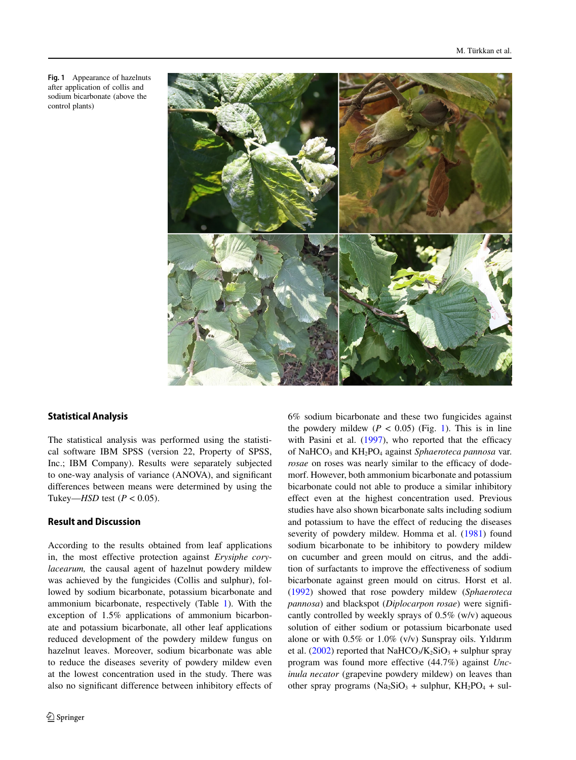Fig. 1 Appearance of hazelnuts after application of collis and sodium bicarbonate (above the control plants)

## Statistical Analysis

The statistical analysis was performed using the statistical software IBM SPSS (version 22, Property of SPSS, Inc.; IBM Company). Results were separately subjected to one-way analysis of variance (ANOVA), and significant differences between means were determined by using the Tukey—*HSD* test ($P < 0.05$).

## Result and Discussion

According to the results obtained from leaf applications in, the most effective protection against *Erysiphe corylacearum,* the causal agent of hazelnut powdery mildew was achieved by the fungicides (Collis and sulphur), followed by sodium bicarbonate, potassium bicarbonate and ammonium bicarbonate, respectively (Table 1). With the exception of 1.5% applications of ammonium bicarbonate and potassium bicarbonate, all other leaf applications reduced development of the powdery mildew fungus on hazelnut leaves. Moreover, sodium bicarbonate was able to reduce the diseases severity of powdery mildew even at the lowest concentration used in the study. There was also no significant difference between inhibitory effects of 6% sodium bicarbonate and these two fungicides against the powdery mildew ($P < 0.05$) (Fig. 1). This is in line with Pasini et al. (1997), who reported that the efficacy of $NaHCO_3$ and $KH_2PO_4$ against *Sphaeroteca pannosa* var. *rosae* on roses was nearly similar to the efficacy of dodemorf. However, both ammonium bicarbonate and potassium bicarbonate could not able to produce a similar inhibitory effect even at the highest concentration used. Previous studies have also shown bicarbonate salts including sodium and potassium to have the effect of reducing the diseases severity of powdery mildew. Homma et al. (1981) found sodium bicarbonate to be inhibitory to powdery mildew on cucumber and green mould on citrus, and the addition of surfactants to improve the effectiveness of sodium bicarbonate against green mould on citrus. Horst et al. (1992) showed that rose powdery mildew (*Sphaeroteca pannosa*) and blackspot (*Diplocarpon rosae*) were significantly controlled by weekly sprays of 0.5% (w/v) aqueous solution of either sodium or potassium bicarbonate used alone or with 0.5% or 1.0% (v/v) Sunspray oils. Yıldırım et al. (2002) reported that $NaHCO_3/K_2SiO_3$ + sulphur spray program was found more effective (44.7%) against *Uncinula necator* (grapevine powdery mildew) on leaves than other spray programs ($Na_2SiO_3$ + sulphur, $KH_2PO_4$ + sul-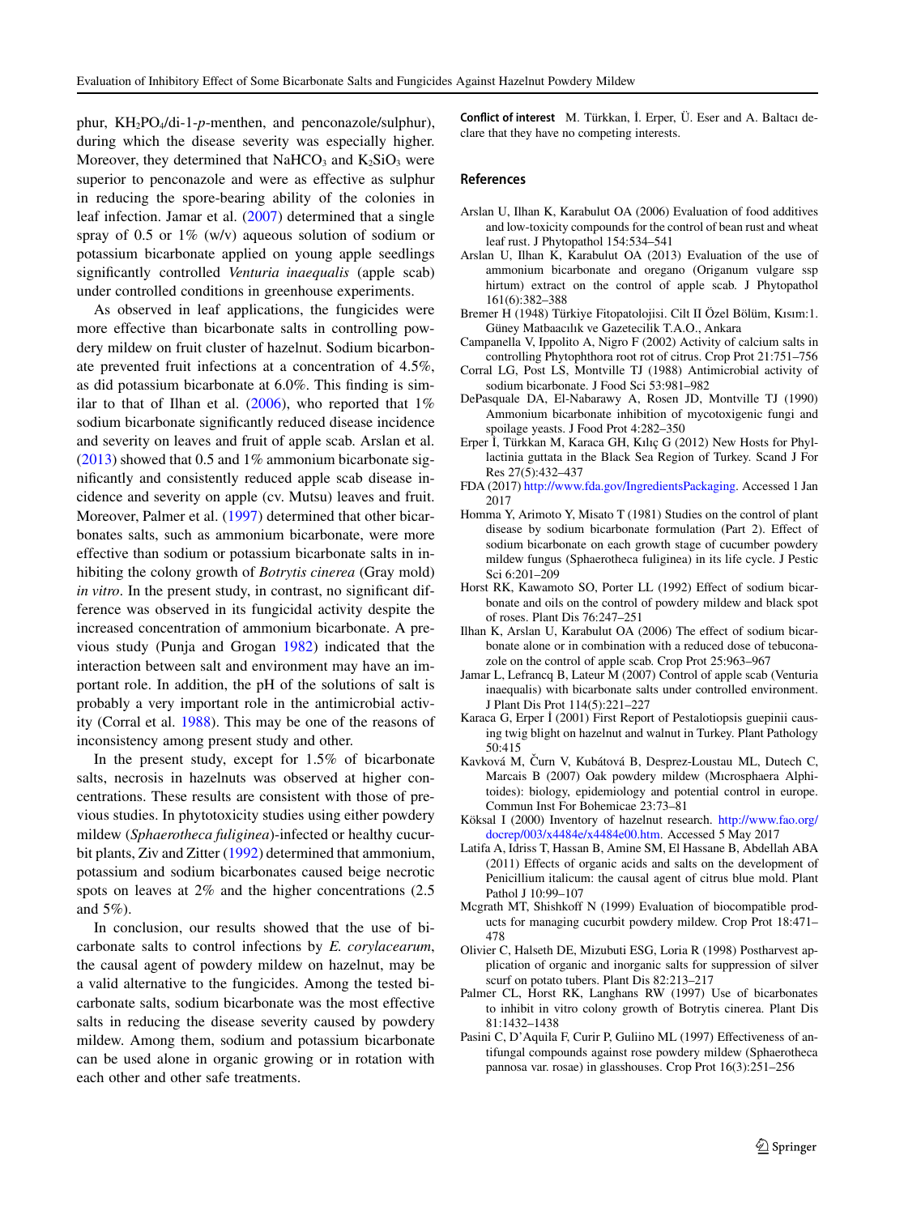phur, $KH_2PO_4$/di-1-*p*-menthen, and penconazole/sulphur), during which the disease severity was especially higher. Moreover, they determined that $NaHCO_3$ and $K_2SiO_3$ were superior to penconazole and were as effective as sulphur in reducing the spore-bearing ability of the colonies in leaf infection. Jamar et al. (2007) determined that a single spray of 0.5 or 1% (w/v) aqueous solution of sodium or potassium bicarbonate applied on young apple seedlings significantly controlled *Venturia inaequalis* (apple scab) under controlled conditions in greenhouse experiments.

As observed in leaf applications, the fungicides were more effective than bicarbonate salts in controlling powdery mildew on fruit cluster of hazelnut. Sodium bicarbonate prevented fruit infections at a concentration of 4.5%, as did potassium bicarbonate at 6.0%. This finding is similar to that of Ilhan et al. (2006), who reported that 1% sodium bicarbonate significantly reduced disease incidence and severity on leaves and fruit of apple scab. Arslan et al. (2013) showed that 0.5 and 1% ammonium bicarbonate significantly and consistently reduced apple scab disease incidence and severity on apple (cv. Mutsu) leaves and fruit. Moreover, Palmer et al. (1997) determined that other bicarbonates salts, such as ammonium bicarbonate, were more effective than sodium or potassium bicarbonate salts in inhibiting the colony growth of *Botrytis cinerea* (Gray mold) *in vitro*. In the present study, in contrast, no significant difference was observed in its fungicidal activity despite the increased concentration of ammonium bicarbonate. A previous study (Punja and Grogan 1982) indicated that the interaction between salt and environment may have an important role. In addition, the pH of the solutions of salt is probably a very important role in the antimicrobial activity (Corral et al. 1988). This may be one of the reasons of inconsistency among present study and other.

In the present study, except for 1.5% of bicarbonate salts, necrosis in hazelnuts was observed at higher concentrations. These results are consistent with those of previous studies. In phytotoxicity studies using either powdery mildew (*Sphaerotheca fuliginea*)-infected or healthy cucurbit plants, Ziv and Zitter (1992) determined that ammonium, potassium and sodium bicarbonates caused beige necrotic spots on leaves at 2% and the higher concentrations (2.5 and 5%).

In conclusion, our results showed that the use of bicarbonate salts to control infections by *E. corylacearum*, the causal agent of powdery mildew on hazelnut, may be a valid alternative to the fungicides. Among the tested bicarbonate salts, sodium bicarbonate was the most effective salts in reducing the disease severity caused by powdery mildew. Among them, sodium and potassium bicarbonate can be used alone in organic growing or in rotation with each other and other safe treatments.

**Conflict of interest** M. Türkkan, İ. Erper, Ü. Eser and A. Baltacı declare that they have no competing interests.

## References

Arslan U, Ilhan K, Karabulut OA (2006) Evaluation of food additives and low-toxicity compounds for the control of bean rust and wheat leaf rust. J Phytopathol 154:534–541

Arslan U, Ilhan K, Karabulut OA (2013) Evaluation of the use of ammonium bicarbonate and oregano (Origanum vulgare ssp hirtum) extract on the control of apple scab. J Phytopathol 161(6):382–388

Bremer H (1948) Türkiye Fitopatolojisi. Cilt II Özel Bölüm, Kısım:1. Güney Matbaacılık ve Gazetecilik T.A.O., Ankara

Campanella V, Ippolito A, Nigro F (2002) Activity of calcium salts in controlling Phytophthora root rot of citrus. Crop Prot 21:751–756

Corral LG, Post LS, Montville TJ (1988) Antimicrobial activity of sodium bicarbonate. J Food Sci 53:981–982

DePasquale DA, El-Nabarawy A, Rosen JD, Montville TJ (1990) Ammonium bicarbonate inhibition of mycotoxigenic fungi and spoilage yeasts. J Food Prot 4:282–350

Erper İ, Türkkan M, Karaca GH, Kılıç G (2012) New Hosts for Phyllactinia guttata in the Black Sea Region of Turkey. Scand J For Res 27(5):432–437

FDA (2017) http://www.fda.gov/IngredientsPackaging. Accessed 1 Jan 2017

Homma Y, Arimoto Y, Misato T (1981) Studies on the control of plant disease by sodium bicarbonate formulation (Part 2). Effect of sodium bicarbonate on each growth stage of cucumber powdery mildew fungus (Sphaerotheca fuliginea) in its life cycle. J Pestic Sci 6:201–209

Horst RK, Kawamoto SO, Porter LL (1992) Effect of sodium bicarbonate and oils on the control of powdery mildew and black spot of roses. Plant Dis 76:247–251

Ilhan K, Arslan U, Karabulut OA (2006) The effect of sodium bicarbonate alone or in combination with a reduced dose of tebuconazole on the control of apple scab. Crop Prot 25:963–967

Jamar L, Lefrancq B, Lateur M (2007) Control of apple scab (Venturia inaequalis) with bicarbonate salts under controlled environment. J Plant Dis Prot 114(5):221–227

Karaca G, Erper İ (2001) First Report of Pestalotiopsis guepinii causing twig blight on hazelnut and walnut in Turkey. Plant Pathology 50:415

Kavková M, Čurn V, Kubátová B, Desprez-Loustau ML, Dutech C, Marcais B (2007) Oak powdery mildew (Mıcrosphaera Alphitoides): biology, epidemiology and potential control in europe. Commun Inst For Bohemicae 23:73–81

Köksal I (2000) Inventory of hazelnut research. http://www.fao.org/docrep/003/x4484e/x4484e00.htm. Accessed 5 May 2017

Latifa A, Idriss T, Hassan B, Amine SM, El Hassane B, Abdellah ABA (2011) Effects of organic acids and salts on the development of Penicillium italicum: the causal agent of citrus blue mold. Plant Pathol J 10:99–107

Mcgrath MT, Shishkoff N (1999) Evaluation of biocompatible products for managing cucurbit powdery mildew. Crop Prot 18:471–478

Olivier C, Halseth DE, Mizubuti ESG, Loria R (1998) Postharvest application of organic and inorganic salts for suppression of silver scurf on potato tubers. Plant Dis 82:213–217

Palmer CL, Horst RK, Langhans RW (1997) Use of bicarbonates to inhibit in vitro colony growth of Botrytis cinerea. Plant Dis 81:1432–1438

Pasini C, D'Aquila F, Curir P, Guliino ML (1997) Effectiveness of antifungal compounds against rose powdery mildew (Sphaerotheca pannosa var. rosae) in glasshouses. Crop Prot 16(3):251–256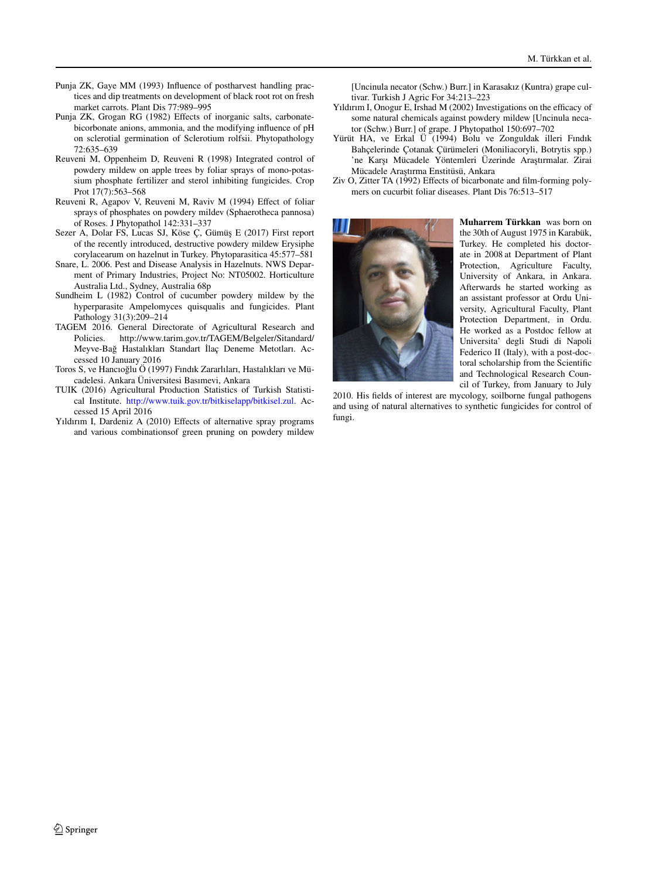Punja ZK, Gaye MM (1993) Influence of postharvest handling practices and dip treatments on development of black root rot on fresh market carrots. Plant Dis 77:989–995

Punja ZK, Grogan RG (1982) Effects of inorganic salts, carbonate-bicorbonate anions, ammonia, and the modifying influence of pH on sclerotial germination of Sclerotium rolfsii. Phytopathology 72:635–639

Reuveni M, Oppenheim D, Reuveni R (1998) Integrated control of powdery mildew on apple trees by foliar sprays of mono-potassium phosphate fertilizer and sterol inhibiting fungicides. Crop Prot 17(7):563–568

Reuveni R, Agapov V, Reuveni M, Raviv M (1994) Effect of foliar sprays of phosphates on powdery mildev (Sphaerotheca pannosa) of Roses. J Phytopathol 142:331–337

Sezer A, Dolar FS, Lucas SJ, Köse Ç, Gümüş E (2017) First report of the recently introduced, destructive powdery mildew Erysiphe corylacearum on hazelnut in Turkey. Phytoparasitica 45:577–581

Snare, L. 2006. Pest and Disease Analysis in Hazelnuts. NWS Department of Primary Industries, Project No: NT05002. Horticulture Australia Ltd., Sydney, Australia 68p

Sundheim L (1982) Control of cucumber powdery mildew by the hyperparasite Ampelomyces quisqualis and fungicides. Plant Pathology 31(3):209–214

TAGEM 2016. General Directorate of Agricultural Research and Policies. http://www.tarim.gov.tr/TAGEM/Belgeler/Sitandard/Meyve-Bağ Hastalıkları Standart İlaç Deneme Metotları. Accessed 10 January 2016

Toros S, ve Hancıoğlu Ö (1997) Fındık Zararlıları, Hastalıkları ve Mücadelesi. Ankara Üniversitesi Basımevi, Ankara

TUIK (2016) Agricultural Production Statistics of Turkish Statistical Institute. http://www.tuik.gov.tr/bitkiselapp/bitkisel.zul. Accessed 15 April 2016

Yıldırım I, Dardeniz A (2010) Effects of alternative spray programs and various combinationsof green pruning on powdery mildew [Uncinula necator (Schw.) Burr.] in Karasakız (Kuntra) grape cultivar. Turkish J Agric For 34:213–223

Yıldırım I, Onogur E, Irshad M (2002) Investigations on the efficacy of some natural chemicals against powdery mildew [Uncinula necator (Schw.) Burr.] of grape. J Phytopathol 150:697–702

Yürüt HA, ve Erkal Ü (1994) Bolu ve Zonguldak illeri Fındık Bahçelerinde Çotanak Çürümeleri (Moniliacoryli, Botrytis spp.) 'ne Karşı Mücadele Yöntemleri Üzerinde Araştırmalar. Zirai Mücadele Araştırma Enstitüsü, Ankara

Ziv O, Zitter TA (1992) Effects of bicarbonate and film-forming polymers on cucurbit foliar diseases. Plant Dis 76:513–517

**Muharrem Türkkan** was born on the 30th of August 1975 in Karabük, Turkey. He completed his doctorate in 2008 at Department of Plant Protection, Agriculture Faculty, University of Ankara, in Ankara. Afterwards he started working as an assistant professor at Ordu University, Agricultural Faculty, Plant Protection Department, in Ordu. He worked as a Postdoc fellow at Universita' degli Studi di Napoli Federico II (Italy), with a post-doctoral scholarship from the Scientific and Technological Research Council of Turkey, from January to July 2010. His fields of interest are mycology, soilborne fungal pathogens and using of natural alternatives to synthetic fungicides for control of fungi.